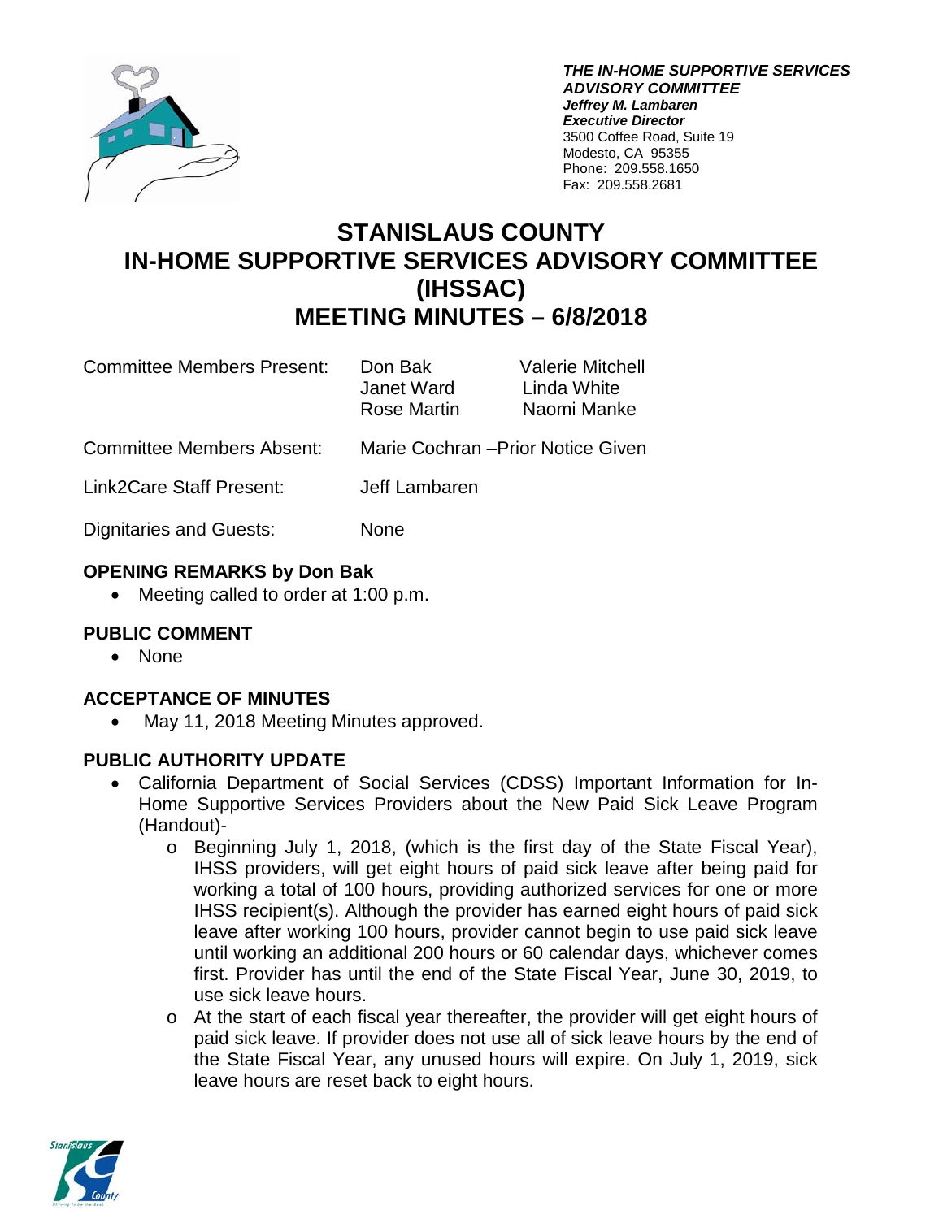***THE IN-HOME SUPPORTIVE SERVICES ADVISORY COMMITTEE***
***Jeffrey M. Lambaren***
***Executive Director***
3500 Coffee Road, Suite 19
Modesto, CA 95355
Phone: 209.558.1650
Fax: 209.558.2681

# STANISLAUS COUNTY IN-HOME SUPPORTIVE SERVICES ADVISORY COMMITTEE (IHSSAC) MEETING MINUTES – 6/8/2018

| | | |
|---|---|---|
| Committee Members Present: | Don Bak<br>Janet Ward<br>Rose Martin | Valerie Mitchell<br>Linda White<br>Naomi Manke |
| Committee Members Absent: | Marie Cochran –Prior Notice Given | |
| Link2Care Staff Present: | Jeff Lambaren | |
| Dignitaries and Guests: | None | |

### OPENING REMARKS by Don Bak

- Meeting called to order at 1:00 p.m.

### PUBLIC COMMENT

- None

### ACCEPTANCE OF MINUTES

- May 11, 2018 Meeting Minutes approved.

### PUBLIC AUTHORITY UPDATE

- California Department of Social Services (CDSS) Important Information for In-Home Supportive Services Providers about the New Paid Sick Leave Program (Handout)-
  - Beginning July 1, 2018, (which is the first day of the State Fiscal Year), IHSS providers, will get eight hours of paid sick leave after being paid for working a total of 100 hours, providing authorized services for one or more IHSS recipient(s). Although the provider has earned eight hours of paid sick leave after working 100 hours, provider cannot begin to use paid sick leave until working an additional 200 hours or 60 calendar days, whichever comes first. Provider has until the end of the State Fiscal Year, June 30, 2019, to use sick leave hours.
  - At the start of each fiscal year thereafter, the provider will get eight hours of paid sick leave. If provider does not use all of sick leave hours by the end of the State Fiscal Year, any unused hours will expire. On July 1, 2019, sick leave hours are reset back to eight hours.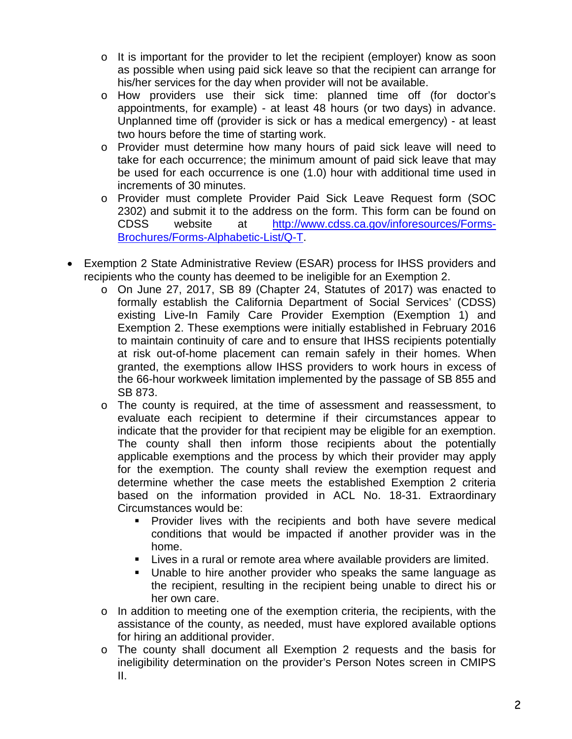- It is important for the provider to let the recipient (employer) know as soon as possible when using paid sick leave so that the recipient can arrange for his/her services for the day when provider will not be available.
- How providers use their sick time: planned time off (for doctor's appointments, for example) - at least 48 hours (or two days) in advance. Unplanned time off (provider is sick or has a medical emergency) - at least two hours before the time of starting work.
- Provider must determine how many hours of paid sick leave will need to take for each occurrence; the minimum amount of paid sick leave that may be used for each occurrence is one (1.0) hour with additional time used in increments of 30 minutes.
- Provider must complete Provider Paid Sick Leave Request form (SOC 2302) and submit it to the address on the form. This form can be found on CDSS website at [http://www.cdss.ca.gov/inforesources/Forms-Brochures/Forms-Alphabetic-List/Q-T](http://www.cdss.ca.gov/inforesources/Forms-Brochures/Forms-Alphabetic-List/Q-T).

- Exemption 2 State Administrative Review (ESAR) process for IHSS providers and recipients who the county has deemed to be ineligible for an Exemption 2.
  - On June 27, 2017, SB 89 (Chapter 24, Statutes of 2017) was enacted to formally establish the California Department of Social Services' (CDSS) existing Live-In Family Care Provider Exemption (Exemption 1) and Exemption 2. These exemptions were initially established in February 2016 to maintain continuity of care and to ensure that IHSS recipients potentially at risk out-of-home placement can remain safely in their homes. When granted, the exemptions allow IHSS providers to work hours in excess of the 66-hour workweek limitation implemented by the passage of SB 855 and SB 873.
  - The county is required, at the time of assessment and reassessment, to evaluate each recipient to determine if their circumstances appear to indicate that the provider for that recipient may be eligible for an exemption. The county shall then inform those recipients about the potentially applicable exemptions and the process by which their provider may apply for the exemption. The county shall review the exemption request and determine whether the case meets the established Exemption 2 criteria based on the information provided in ACL No. 18-31. Extraordinary Circumstances would be:
    - Provider lives with the recipients and both have severe medical conditions that would be impacted if another provider was in the home.
    - Lives in a rural or remote area where available providers are limited.
    - Unable to hire another provider who speaks the same language as the recipient, resulting in the recipient being unable to direct his or her own care.
  - In addition to meeting one of the exemption criteria, the recipients, with the assistance of the county, as needed, must have explored available options for hiring an additional provider.
  - The county shall document all Exemption 2 requests and the basis for ineligibility determination on the provider's Person Notes screen in CMIPS II.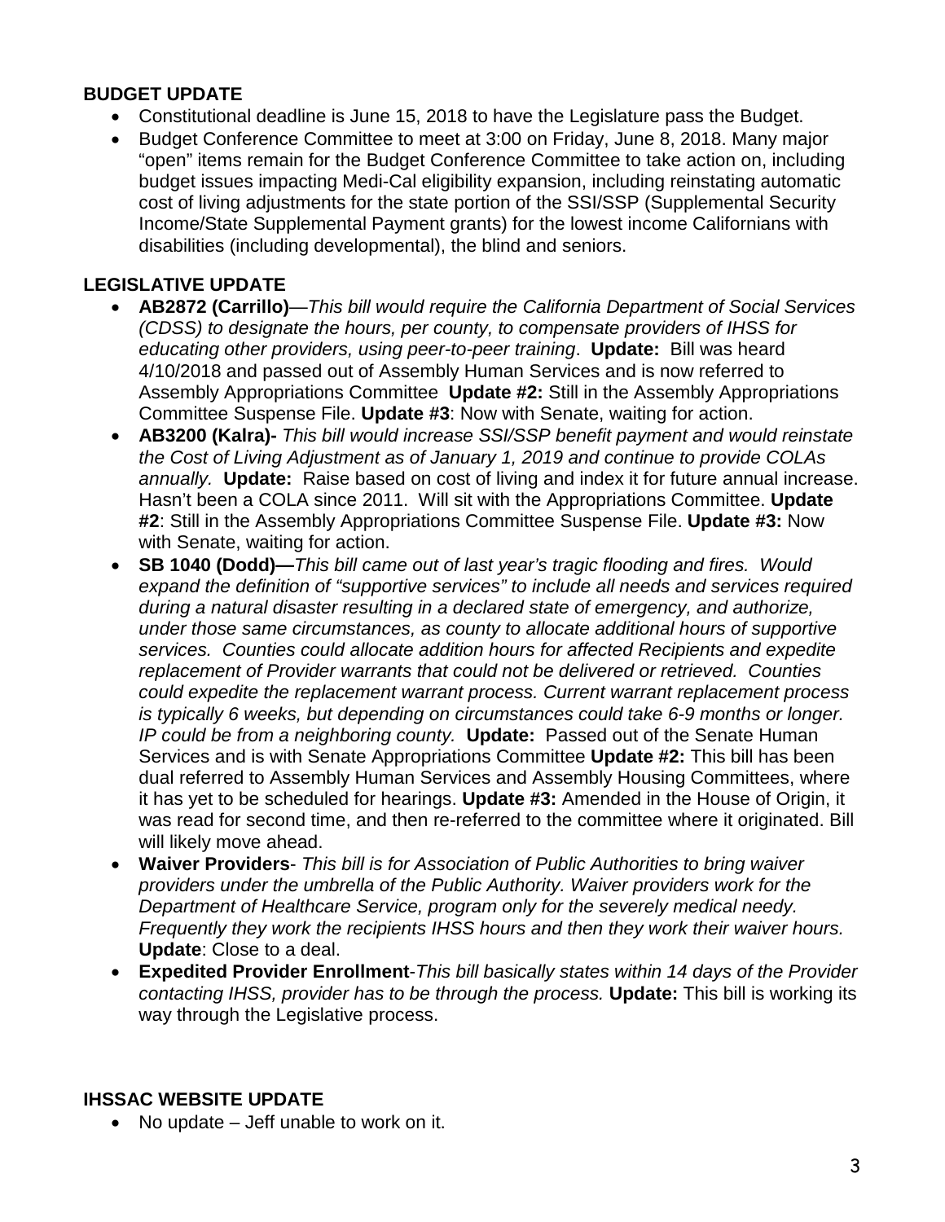**BUDGET UPDATE**

- Constitutional deadline is June 15, 2018 to have the Legislature pass the Budget.
- Budget Conference Committee to meet at 3:00 on Friday, June 8, 2018. Many major "open" items remain for the Budget Conference Committee to take action on, including budget issues impacting Medi-Cal eligibility expansion, including reinstating automatic cost of living adjustments for the state portion of the SSI/SSP (Supplemental Security Income/State Supplemental Payment grants) for the lowest income Californians with disabilities (including developmental), the blind and seniors.

**LEGISLATIVE UPDATE**

- **AB2872 (Carrillo)**—*This bill would require the California Department of Social Services (CDSS) to designate the hours, per county, to compensate providers of IHSS for educating other providers, using peer-to-peer training*. **Update:** Bill was heard 4/10/2018 and passed out of Assembly Human Services and is now referred to Assembly Appropriations Committee **Update #2:** Still in the Assembly Appropriations Committee Suspense File. **Update #3**: Now with Senate, waiting for action.
- **AB3200 (Kalra)-** *This bill would increase SSI/SSP benefit payment and would reinstate the Cost of Living Adjustment as of January 1, 2019 and continue to provide COLAs annually.* **Update:** Raise based on cost of living and index it for future annual increase. Hasn't been a COLA since 2011. Will sit with the Appropriations Committee. **Update #2**: Still in the Assembly Appropriations Committee Suspense File. **Update #3:** Now with Senate, waiting for action.
- **SB 1040 (Dodd)—***This bill came out of last year's tragic flooding and fires. Would expand the definition of "supportive services" to include all needs and services required during a natural disaster resulting in a declared state of emergency, and authorize, under those same circumstances, as county to allocate additional hours of supportive services. Counties could allocate addition hours for affected Recipients and expedite replacement of Provider warrants that could not be delivered or retrieved. Counties could expedite the replacement warrant process. Current warrant replacement process is typically 6 weeks, but depending on circumstances could take 6-9 months or longer. IP could be from a neighboring county.* **Update:** Passed out of the Senate Human Services and is with Senate Appropriations Committee **Update #2:** This bill has been dual referred to Assembly Human Services and Assembly Housing Committees, where it has yet to be scheduled for hearings. **Update #3:** Amended in the House of Origin, it was read for second time, and then re-referred to the committee where it originated. Bill will likely move ahead.
- **Waiver Providers**- *This bill is for Association of Public Authorities to bring waiver providers under the umbrella of the Public Authority. Waiver providers work for the Department of Healthcare Service, program only for the severely medical needy. Frequently they work the recipients IHSS hours and then they work their waiver hours.* **Update**: Close to a deal.
- **Expedited Provider Enrollment**-*This bill basically states within 14 days of the Provider contacting IHSS, provider has to be through the process.* **Update:** This bill is working its way through the Legislative process.

**IHSSAC WEBSITE UPDATE**

- No update – Jeff unable to work on it.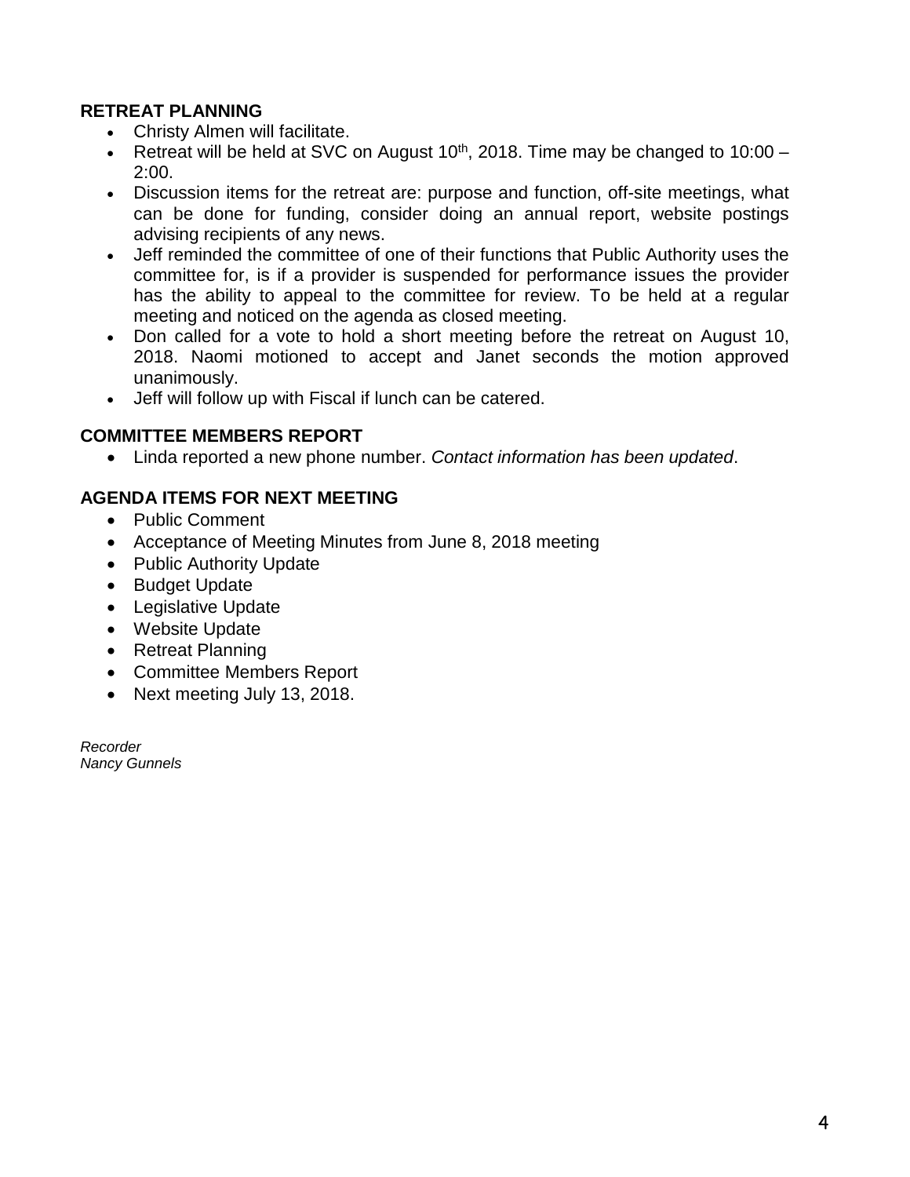## RETREAT PLANNING

- Christy Almen will facilitate.
- Retreat will be held at SVC on August 10th, 2018. Time may be changed to 10:00 – 2:00.
- Discussion items for the retreat are: purpose and function, off-site meetings, what can be done for funding, consider doing an annual report, website postings advising recipients of any news.
- Jeff reminded the committee of one of their functions that Public Authority uses the committee for, is if a provider is suspended for performance issues the provider has the ability to appeal to the committee for review. To be held at a regular meeting and noticed on the agenda as closed meeting.
- Don called for a vote to hold a short meeting before the retreat on August 10, 2018. Naomi motioned to accept and Janet seconds the motion approved unanimously.
- Jeff will follow up with Fiscal if lunch can be catered.

## COMMITTEE MEMBERS REPORT

- Linda reported a new phone number. *Contact information has been updated*.

## AGENDA ITEMS FOR NEXT MEETING

- Public Comment
- Acceptance of Meeting Minutes from June 8, 2018 meeting
- Public Authority Update
- Budget Update
- Legislative Update
- Website Update
- Retreat Planning
- Committee Members Report
- Next meeting July 13, 2018.

*Recorder*
*Nancy Gunnels*